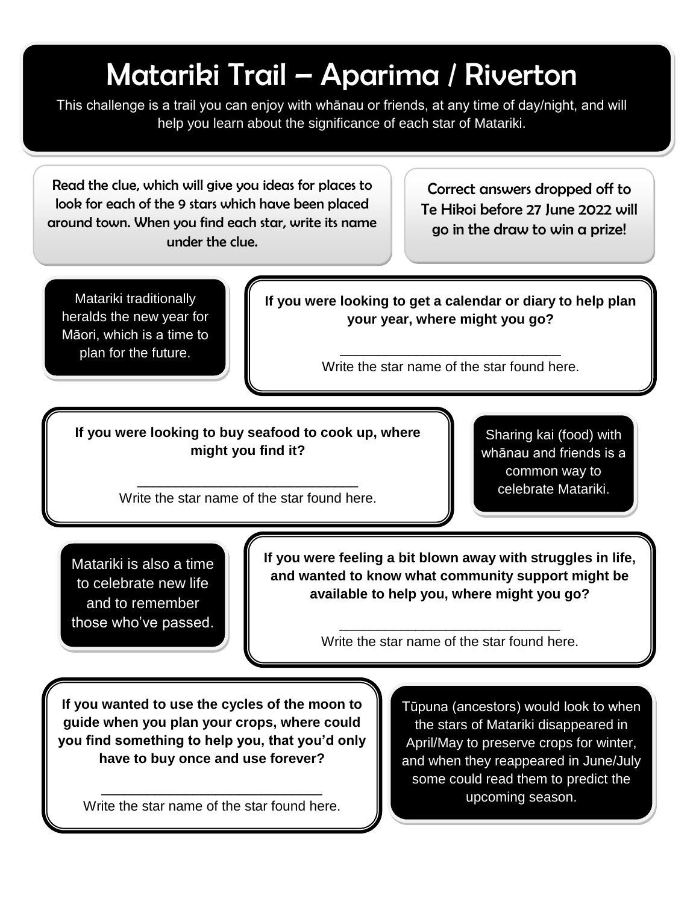# Matariki Trail – Aparima / Riverton

This challenge is a trail you can enjoy with whānau or friends, at any time of day/night, and will help you learn about the significance of each star of Matariki.

Read the clue, which will give you ideas for places to look for each of the 9 stars which have been placed around town. When you find each star, write its name under the clue.

Correct answers dropped off to Te Hikoi before 27 June 2022 will go in the draw to win a prize!

Matariki traditionally heralds the new year for Māori, which is a time to plan for the future.

**If you were looking to get a calendar or diary to help plan your year, where might you go?**

______________________________

Write the star name of the star found here.

**If you were looking to buy seafood to cook up, where might you find it?**

______________________________

Write the star name of the star found here.

Sharing kai (food) with whānau and friends is a common way to celebrate Matariki.

Matariki is also a time to celebrate new life and to remember those who've passed.

**If you were feeling a bit blown away with struggles in life, and wanted to know what community support might be available to help you, where might you go?**

______________________________

Write the star name of the star found here.

**If you wanted to use the cycles of the moon to guide when you plan your crops, where could you find something to help you, that you'd only have to buy once and use forever?**

______________________________

Write the star name of the star found here.

Tūpuna (ancestors) would look to when the stars of Matariki disappeared in April/May to preserve crops for winter, and when they reappeared in June/July some could read them to predict the upcoming season.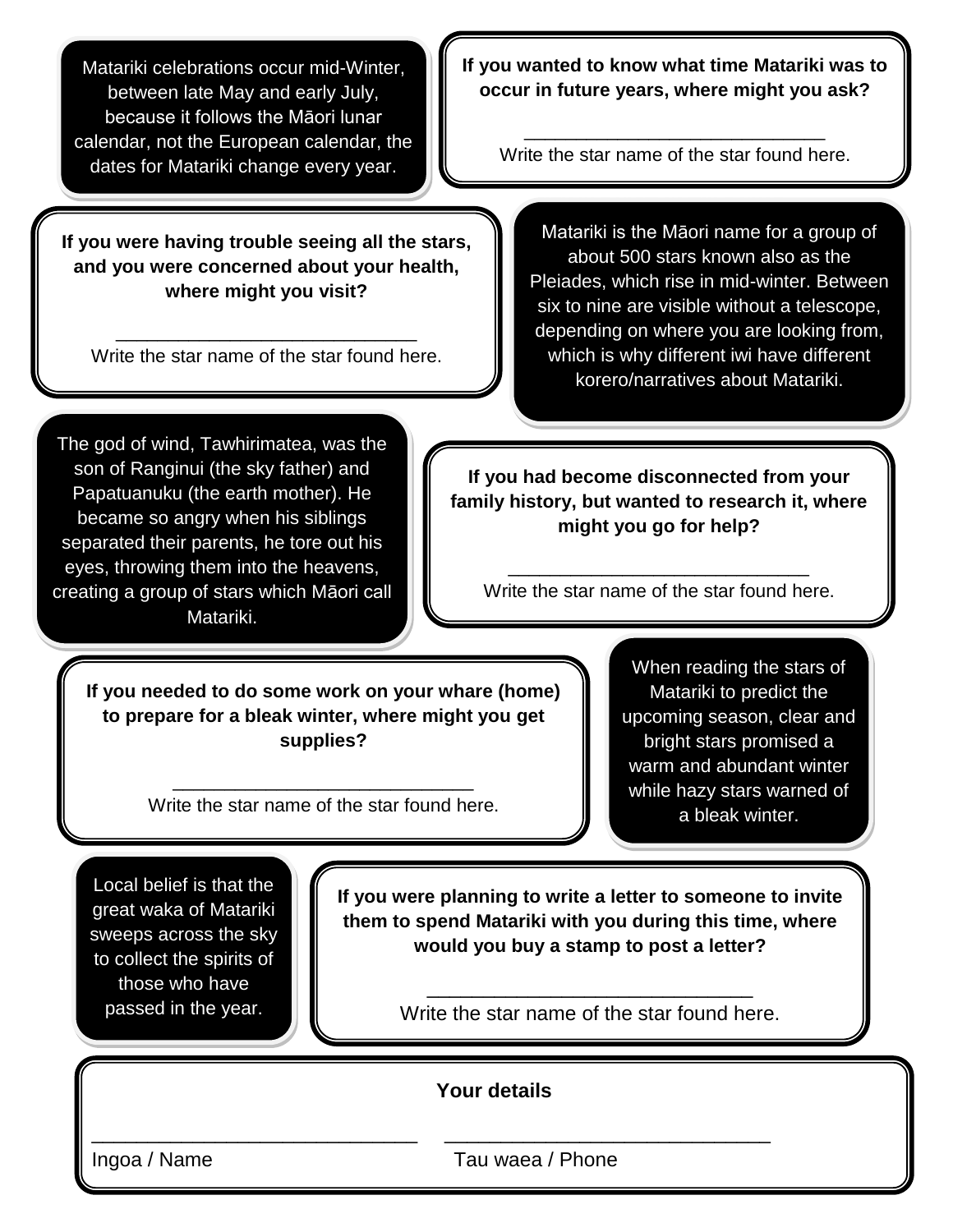Matariki celebrations occur mid-Winter, between late May and early July, because it follows the Māori lunar calendar, not the European calendar, the dates for Matariki change every year.

**If you wanted to know what time Matariki was to occur in future years, where might you ask?**

______________________________

Write the star name of the star found here.

**If you were having trouble seeing all the stars, and you were concerned about your health, where might you visit?**

______________________________

Write the star name of the star found here.

Matariki is the Māori name for a group of about 500 stars known also as the Pleiades, which rise in mid-winter. Between six to nine are visible without a telescope, depending on where you are looking from, which is why different iwi have different korero/narratives about Matariki.

The god of wind, Tawhirimatea, was the son of Ranginui (the sky father) and Papatuanuku (the earth mother). He became so angry when his siblings separated their parents, he tore out his eyes, throwing them into the heavens, creating a group of stars which Māori call Matariki.

**If you had become disconnected from your family history, but wanted to research it, where might you go for help?**

______________________________

Write the star name of the star found here.

**If you needed to do some work on your whare (home) to prepare for a bleak winter, where might you get supplies?**

______________________________

Write the star name of the star found here.

When reading the stars of Matariki to predict the upcoming season, clear and bright stars promised a warm and abundant winter while hazy stars warned of a bleak winter.

Local belief is that the great waka of Matariki sweeps across the sky to collect the spirits of those who have passed in the year.

**If you were planning to write a letter to someone to invite them to spend Matariki with you during this time, where would you buy a stamp to post a letter?**

______________________________

Write the star name of the star found here.

**Your details**

______________________________

Ingoa / Name

______________________________

Tau waea / Phone